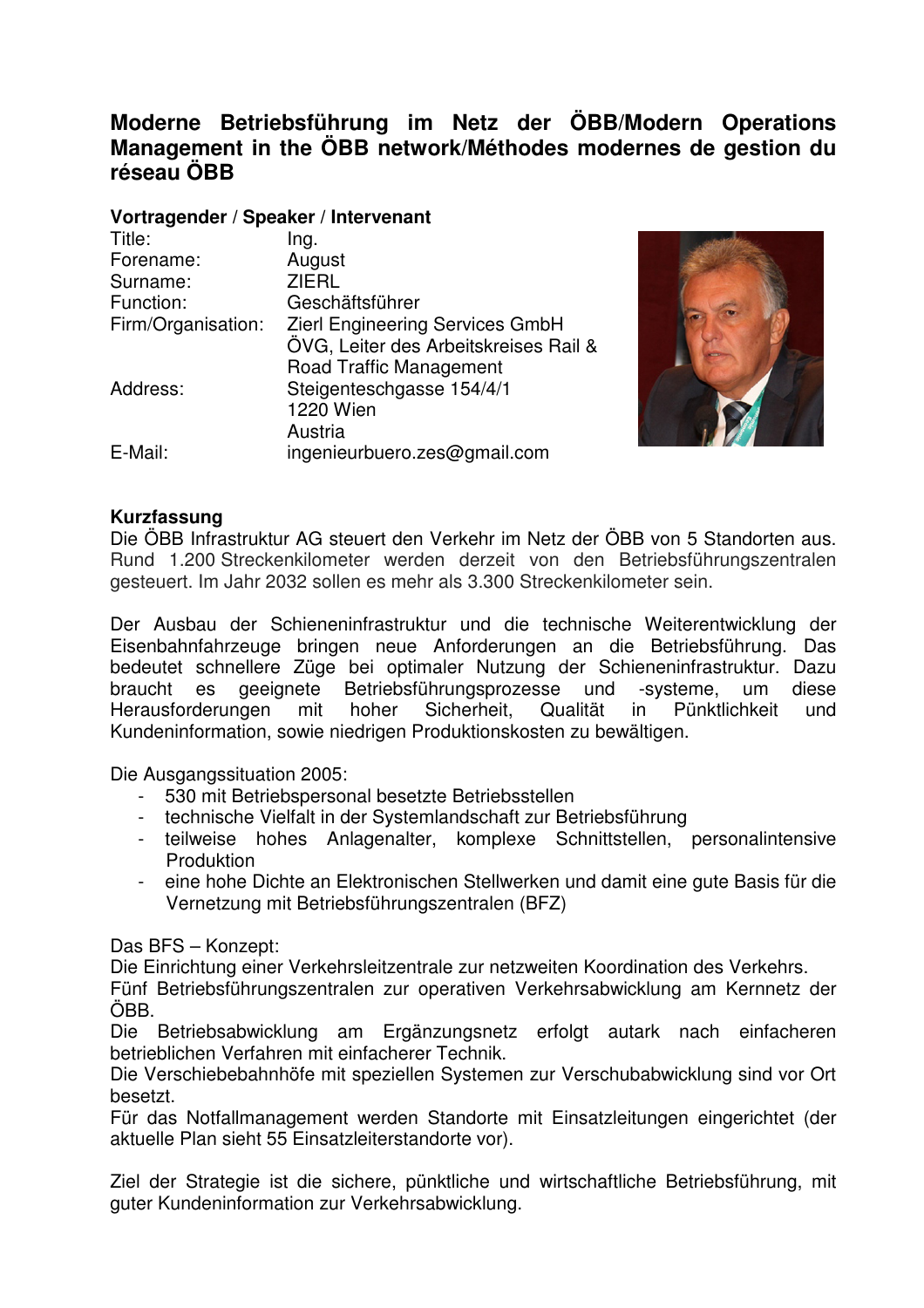# Moderne Betriebsführung im Netz der ÖBB/Modern Operations Management in the ÖBB network/Méthodes modernes de gestion du réseau ÖBB

**Vortragender / Speaker / Intervenant**

| | |
|---|---|
| Title: | Ing. |
| Forename: | August |
| Surname: | ZIERL |
| Function: | Geschäftsführer |
| Firm/Organisation: | Zierl Engineering Services GmbH<br>ÖVG, Leiter des Arbeitskreises Rail & Road Traffic Management |
| Address: | Steigenteschgasse 154/4/1<br>1220 Wien<br>Austria |
| E-Mail: | ingenieurbuero.zes@gmail.com |

**Kurzfassung**

Die ÖBB Infrastruktur AG steuert den Verkehr im Netz der ÖBB von 5 Standorten aus. Rund 1.200 Streckenkilometer werden derzeit von den Betriebsführungszentralen gesteuert. Im Jahr 2032 sollen es mehr als 3.300 Streckenkilometer sein.

Der Ausbau der Schieneninfrastruktur und die technische Weiterentwicklung der Eisenbahnfahrzeuge bringen neue Anforderungen an die Betriebsführung. Das bedeutet schnellere Züge bei optimaler Nutzung der Schieneninfrastruktur. Dazu braucht es geeignete Betriebsführungsprozesse und -systeme, um diese Herausforderungen mit hoher Sicherheit, Qualität in Pünktlichkeit und Kundeninformation, sowie niedrigen Produktionskosten zu bewältigen.

Die Ausgangssituation 2005:

- 530 mit Betriebspersonal besetzte Betriebsstellen
- technische Vielfalt in der Systemlandschaft zur Betriebsführung
- teilweise hohes Anlagenalter, komplexe Schnittstellen, personalintensive Produktion
- eine hohe Dichte an Elektronischen Stellwerken und damit eine gute Basis für die Vernetzung mit Betriebsführungszentralen (BFZ)

Das BFS – Konzept:

Die Einrichtung einer Verkehrsleitzentrale zur netzweiten Koordination des Verkehrs.

Fünf Betriebsführungszentralen zur operativen Verkehrsabwicklung am Kernnetz der ÖBB.

Die Betriebsabwicklung am Ergänzungsnetz erfolgt autark nach einfacheren betrieblichen Verfahren mit einfacherer Technik.

Die Verschiebebahnhöfe mit speziellen Systemen zur Verschubabwicklung sind vor Ort besetzt.

Für das Notfallmanagement werden Standorte mit Einsatzleitungen eingerichtet (der aktuelle Plan sieht 55 Einsatzleiterstandorte vor).

Ziel der Strategie ist die sichere, pünktliche und wirtschaftliche Betriebsführung, mit guter Kundeninformation zur Verkehrsabwicklung.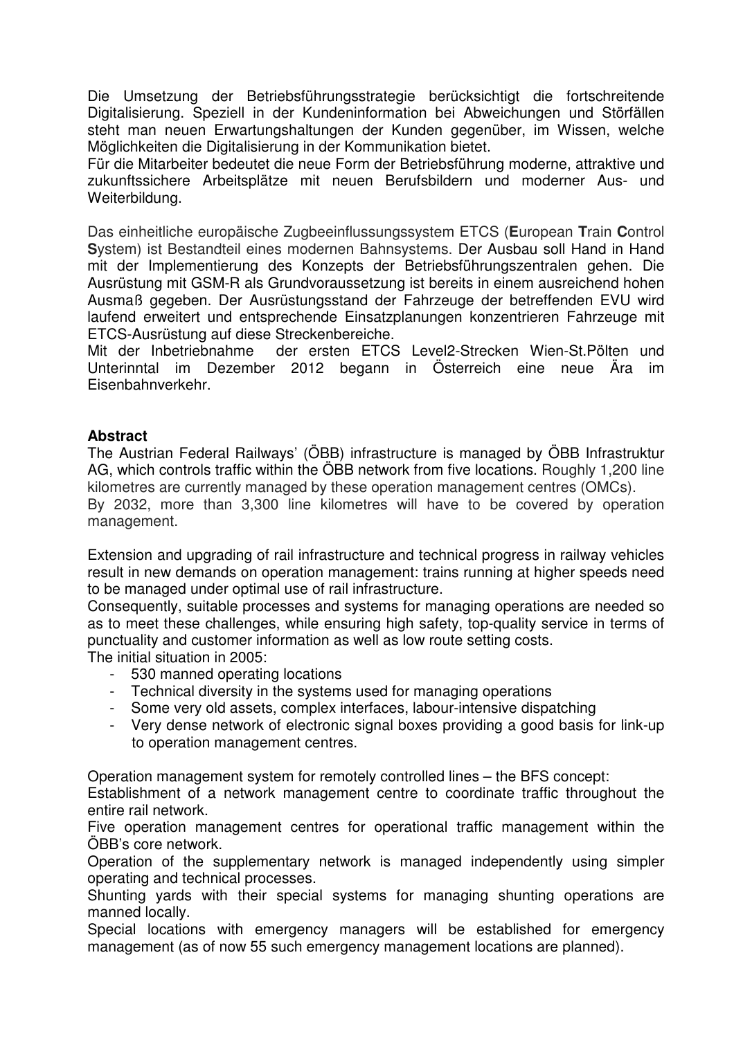Die Umsetzung der Betriebsführungsstrategie berücksichtigt die fortschreitende Digitalisierung. Speziell in der Kundeninformation bei Abweichungen und Störfällen steht man neuen Erwartungshaltungen der Kunden gegenüber, im Wissen, welche Möglichkeiten die Digitalisierung in der Kommunikation bietet.
Für die Mitarbeiter bedeutet die neue Form der Betriebsführung moderne, attraktive und zukunftssichere Arbeitsplätze mit neuen Berufsbildern und moderner Aus- und Weiterbildung.

Das einheitliche europäische Zugbeeinflussungssystem ETCS (**E**uropean **T**rain **C**ontrol **S**ystem) ist Bestandteil eines modernen Bahnsystems. Der Ausbau soll Hand in Hand mit der Implementierung des Konzepts der Betriebsführungszentralen gehen. Die Ausrüstung mit GSM-R als Grundvoraussetzung ist bereits in einem ausreichend hohen Ausmaß gegeben. Der Ausrüstungsstand der Fahrzeuge der betreffenden EVU wird laufend erweitert und entsprechende Einsatzplanungen konzentrieren Fahrzeuge mit ETCS-Ausrüstung auf diese Streckenbereiche.
Mit der Inbetriebnahme der ersten ETCS Level2-Strecken Wien-St.Pölten und Unterinntal im Dezember 2012 begann in Österreich eine neue Ära im Eisenbahnverkehr.

**Abstract**

The Austrian Federal Railways' (ÖBB) infrastructure is managed by ÖBB Infrastruktur AG, which controls traffic within the ÖBB network from five locations. Roughly 1,200 line kilometres are currently managed by these operation management centres (OMCs).
By 2032, more than 3,300 line kilometres will have to be covered by operation management.

Extension and upgrading of rail infrastructure and technical progress in railway vehicles result in new demands on operation management: trains running at higher speeds need to be managed under optimal use of rail infrastructure.
Consequently, suitable processes and systems for managing operations are needed so as to meet these challenges, while ensuring high safety, top-quality service in terms of punctuality and customer information as well as low route setting costs.
The initial situation in 2005:

- 530 manned operating locations
- Technical diversity in the systems used for managing operations
- Some very old assets, complex interfaces, labour-intensive dispatching
- Very dense network of electronic signal boxes providing a good basis for link-up to operation management centres.

Operation management system for remotely controlled lines – the BFS concept:
Establishment of a network management centre to coordinate traffic throughout the entire rail network.
Five operation management centres for operational traffic management within the ÖBB's core network.
Operation of the supplementary network is managed independently using simpler operating and technical processes.
Shunting yards with their special systems for managing shunting operations are manned locally.
Special locations with emergency managers will be established for emergency management (as of now 55 such emergency management locations are planned).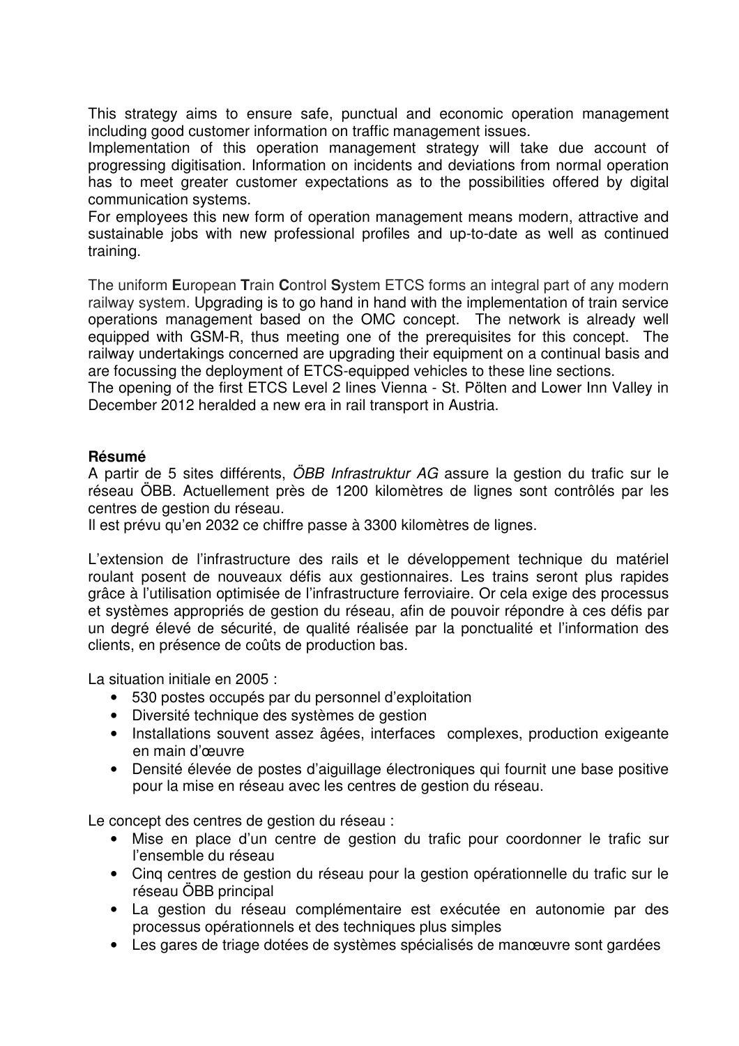This strategy aims to ensure safe, punctual and economic operation management including good customer information on traffic management issues.
Implementation of this operation management strategy will take due account of progressing digitisation. Information on incidents and deviations from normal operation has to meet greater customer expectations as to the possibilities offered by digital communication systems.
For employees this new form of operation management means modern, attractive and sustainable jobs with new professional profiles and up-to-date as well as continued training.

The uniform **E**uropean **T**rain **C**ontrol **S**ystem ETCS forms an integral part of any modern railway system. Upgrading is to go hand in hand with the implementation of train service operations management based on the OMC concept. The network is already well equipped with GSM-R, thus meeting one of the prerequisites for this concept. The railway undertakings concerned are upgrading their equipment on a continual basis and are focussing the deployment of ETCS-equipped vehicles to these line sections.
The opening of the first ETCS Level 2 lines Vienna - St. Pölten and Lower Inn Valley in December 2012 heralded a new era in rail transport in Austria.

**Résumé**

A partir de 5 sites différents, *ÖBB Infrastruktur AG* assure la gestion du trafic sur le réseau ÖBB. Actuellement près de 1200 kilomètres de lignes sont contrôlés par les centres de gestion du réseau.
Il est prévu qu'en 2032 ce chiffre passe à 3300 kilomètres de lignes.

L'extension de l'infrastructure des rails et le développement technique du matériel roulant posent de nouveaux défis aux gestionnaires. Les trains seront plus rapides grâce à l'utilisation optimisée de l'infrastructure ferroviaire. Or cela exige des processus et systèmes appropriés de gestion du réseau, afin de pouvoir répondre à ces défis par un degré élevé de sécurité, de qualité réalisée par la ponctualité et l'information des clients, en présence de coûts de production bas.

La situation initiale en 2005 :

- 530 postes occupés par du personnel d'exploitation
- Diversité technique des systèmes de gestion
- Installations souvent assez âgées, interfaces complexes, production exigeante en main d'œuvre
- Densité élevée de postes d'aiguillage électroniques qui fournit une base positive pour la mise en réseau avec les centres de gestion du réseau.

Le concept des centres de gestion du réseau :

- Mise en place d'un centre de gestion du trafic pour coordonner le trafic sur l'ensemble du réseau
- Cinq centres de gestion du réseau pour la gestion opérationnelle du trafic sur le réseau ÖBB principal
- La gestion du réseau complémentaire est exécutée en autonomie par des processus opérationnels et des techniques plus simples
- Les gares de triage dotées de systèmes spécialisés de manœuvre sont gardées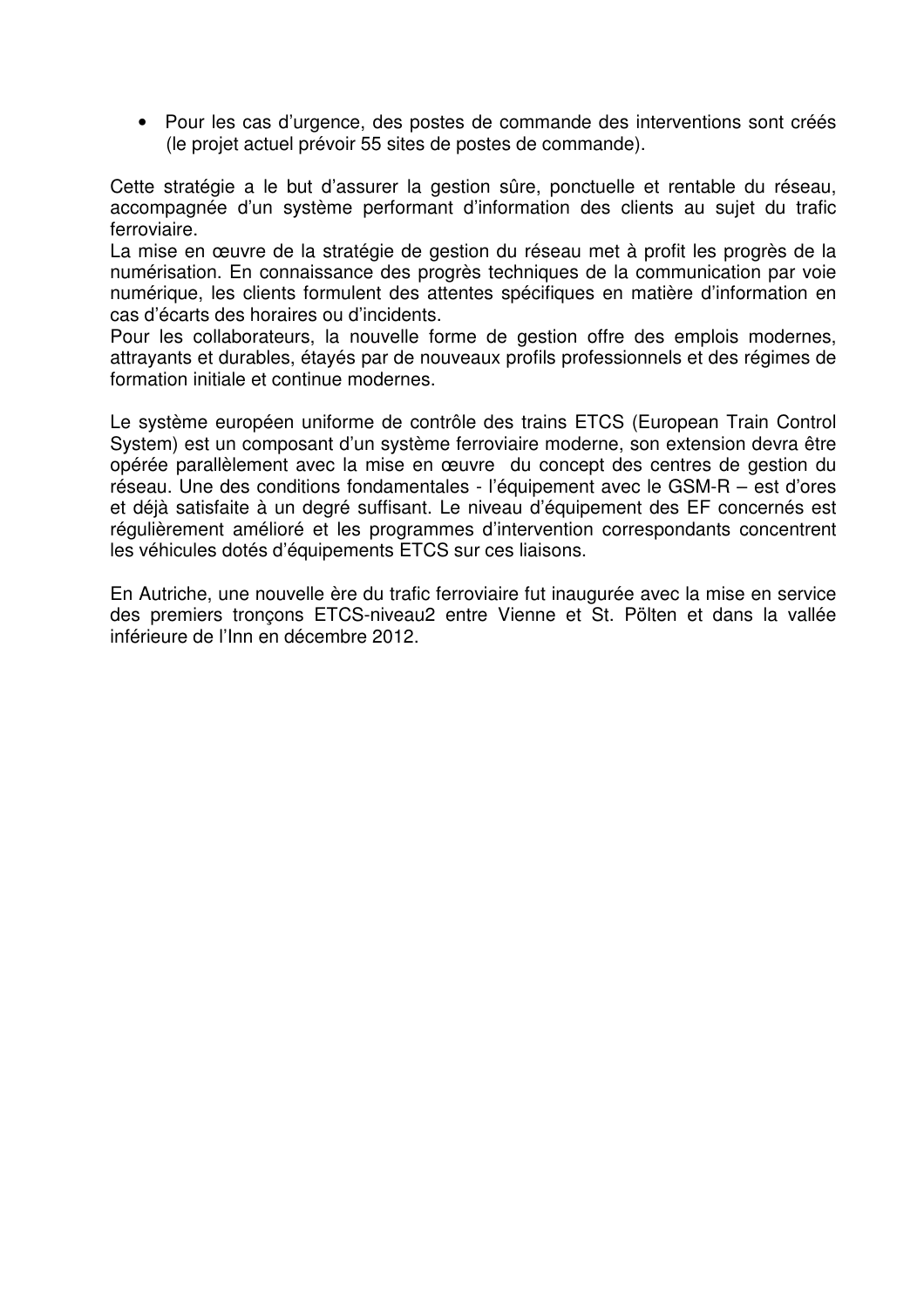- Pour les cas d'urgence, des postes de commande des interventions sont créés (le projet actuel prévoir 55 sites de postes de commande).

Cette stratégie a le but d'assurer la gestion sûre, ponctuelle et rentable du réseau, accompagnée d'un système performant d'information des clients au sujet du trafic ferroviaire.
La mise en œuvre de la stratégie de gestion du réseau met à profit les progrès de la numérisation. En connaissance des progrès techniques de la communication par voie numérique, les clients formulent des attentes spécifiques en matière d'information en cas d'écarts des horaires ou d'incidents.
Pour les collaborateurs, la nouvelle forme de gestion offre des emplois modernes, attrayants et durables, étayés par de nouveaux profils professionnels et des régimes de formation initiale et continue modernes.

Le système européen uniforme de contrôle des trains ETCS (European Train Control System) est un composant d'un système ferroviaire moderne, son extension devra être opérée parallèlement avec la mise en œuvre du concept des centres de gestion du réseau. Une des conditions fondamentales - l'équipement avec le GSM-R – est d'ores et déjà satisfaite à un degré suffisant. Le niveau d'équipement des EF concernés est régulièrement amélioré et les programmes d'intervention correspondants concentrent les véhicules dotés d'équipements ETCS sur ces liaisons.

En Autriche, une nouvelle ère du trafic ferroviaire fut inaugurée avec la mise en service des premiers tronçons ETCS-niveau2 entre Vienne et St. Pölten et dans la vallée inférieure de l'Inn en décembre 2012.